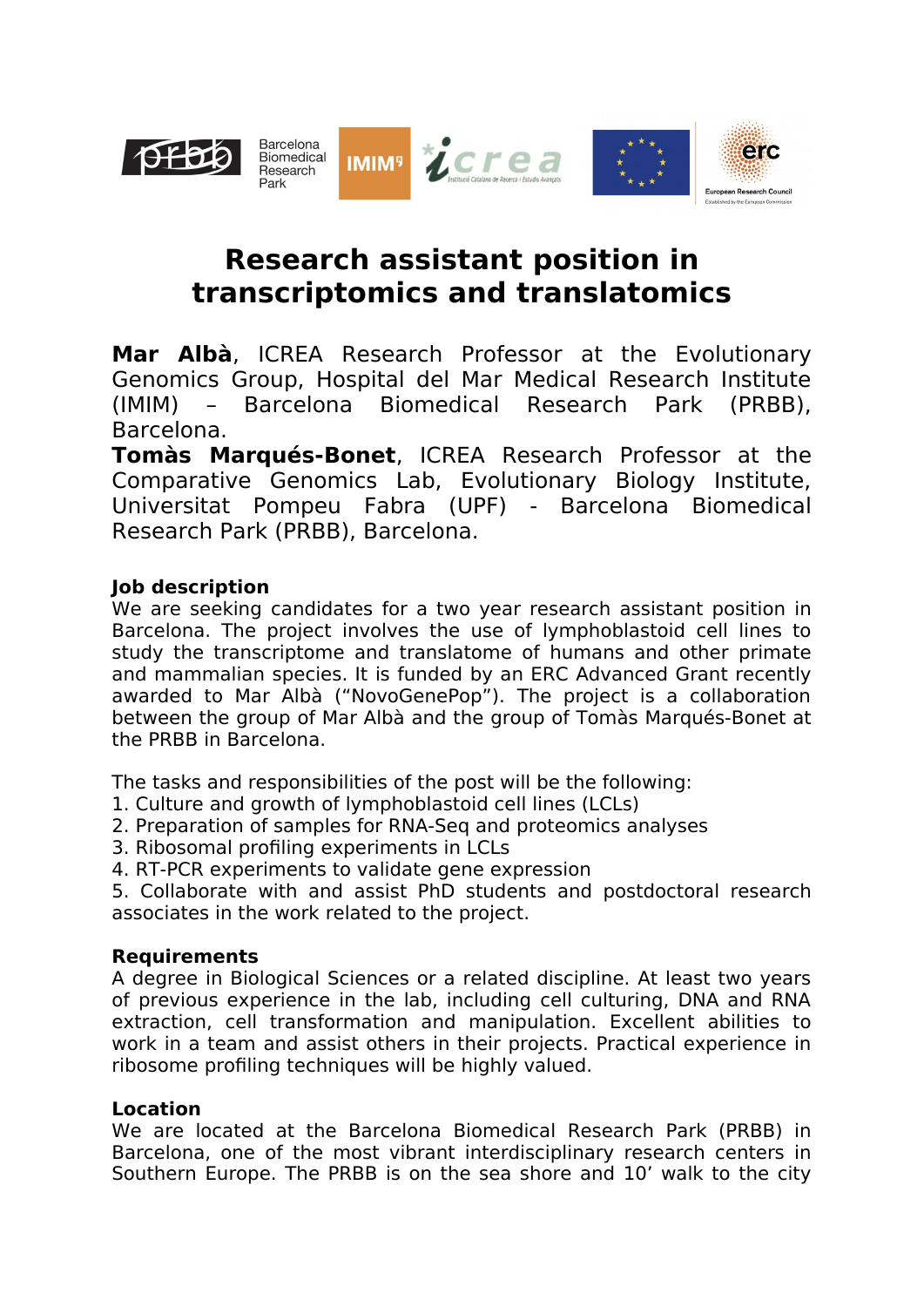# Research assistant position in transcriptomics and translatomics

**Mar Albà**, ICREA Research Professor at the Evolutionary Genomics Group, Hospital del Mar Medical Research Institute (IMIM) – Barcelona Biomedical Research Park (PRBB), Barcelona.
**Tomàs Marqués-Bonet**, ICREA Research Professor at the Comparative Genomics Lab, Evolutionary Biology Institute, Universitat Pompeu Fabra (UPF) - Barcelona Biomedical Research Park (PRBB), Barcelona.

**Job description**

We are seeking candidates for a two year research assistant position in Barcelona. The project involves the use of lymphoblastoid cell lines to study the transcriptome and translatome of humans and other primate and mammalian species. It is funded by an ERC Advanced Grant recently awarded to Mar Albà ("NovoGenePop"). The project is a collaboration between the group of Mar Albà and the group of Tomàs Marqués-Bonet at the PRBB in Barcelona.

The tasks and responsibilities of the post will be the following:

1. Culture and growth of lymphoblastoid cell lines (LCLs)
2. Preparation of samples for RNA-Seq and proteomics analyses
3. Ribosomal profiling experiments in LCLs
4. RT-PCR experiments to validate gene expression
5. Collaborate with and assist PhD students and postdoctoral research associates in the work related to the project.

**Requirements**

A degree in Biological Sciences or a related discipline. At least two years of previous experience in the lab, including cell culturing, DNA and RNA extraction, cell transformation and manipulation. Excellent abilities to work in a team and assist others in their projects. Practical experience in ribosome profiling techniques will be highly valued.

**Location**

We are located at the Barcelona Biomedical Research Park (PRBB) in Barcelona, one of the most vibrant interdisciplinary research centers in Southern Europe. The PRBB is on the sea shore and 10' walk to the city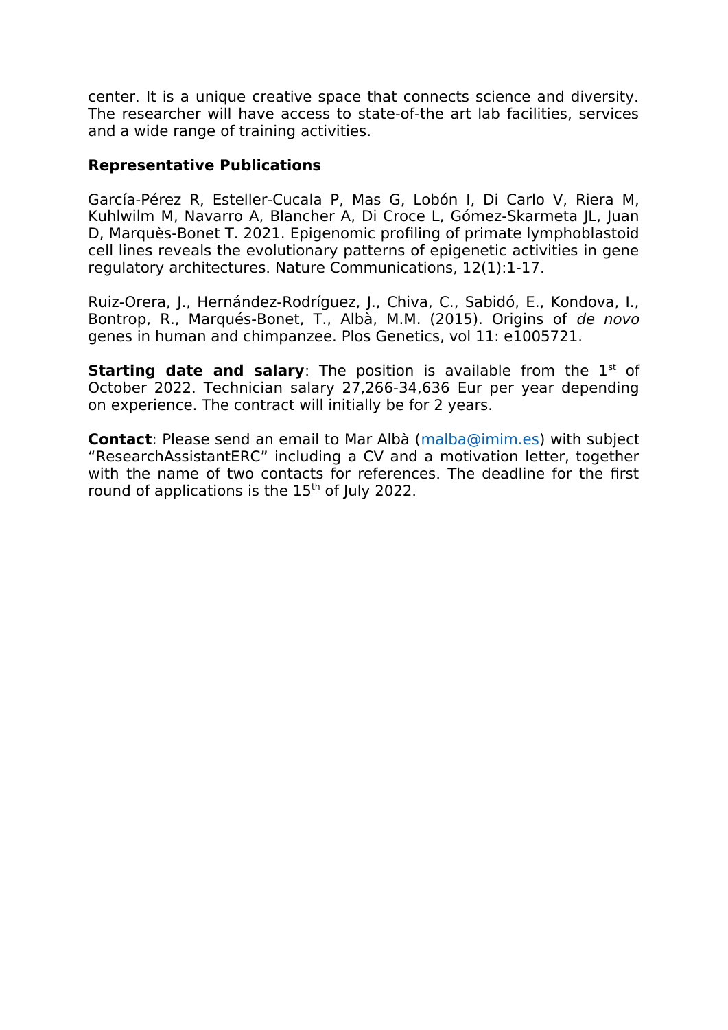center. It is a unique creative space that connects science and diversity. The researcher will have access to state-of-the art lab facilities, services and a wide range of training activities.

**Representative Publications**

García-Pérez R, Esteller-Cucala P, Mas G, Lobón I, Di Carlo V, Riera M, Kuhlwilm M, Navarro A, Blancher A, Di Croce L, Gómez-Skarmeta JL, Juan D, Marquès-Bonet T. 2021. Epigenomic profiling of primate lymphoblastoid cell lines reveals the evolutionary patterns of epigenetic activities in gene regulatory architectures. Nature Communications, 12(1):1-17.

Ruiz-Orera, J., Hernández-Rodríguez, J., Chiva, C., Sabidó, E., Kondova, I., Bontrop, R., Marqués-Bonet, T., Albà, M.M. (2015). Origins of *de novo* genes in human and chimpanzee. Plos Genetics, vol 11: e1005721.

**Starting date and salary**: The position is available from the 1st of October 2022. Technician salary 27,266-34,636 Eur per year depending on experience. The contract will initially be for 2 years.

**Contact**: Please send an email to Mar Albà (malba@imim.es) with subject "ResearchAssistantERC" including a CV and a motivation letter, together with the name of two contacts for references. The deadline for the first round of applications is the 15th of July 2022.